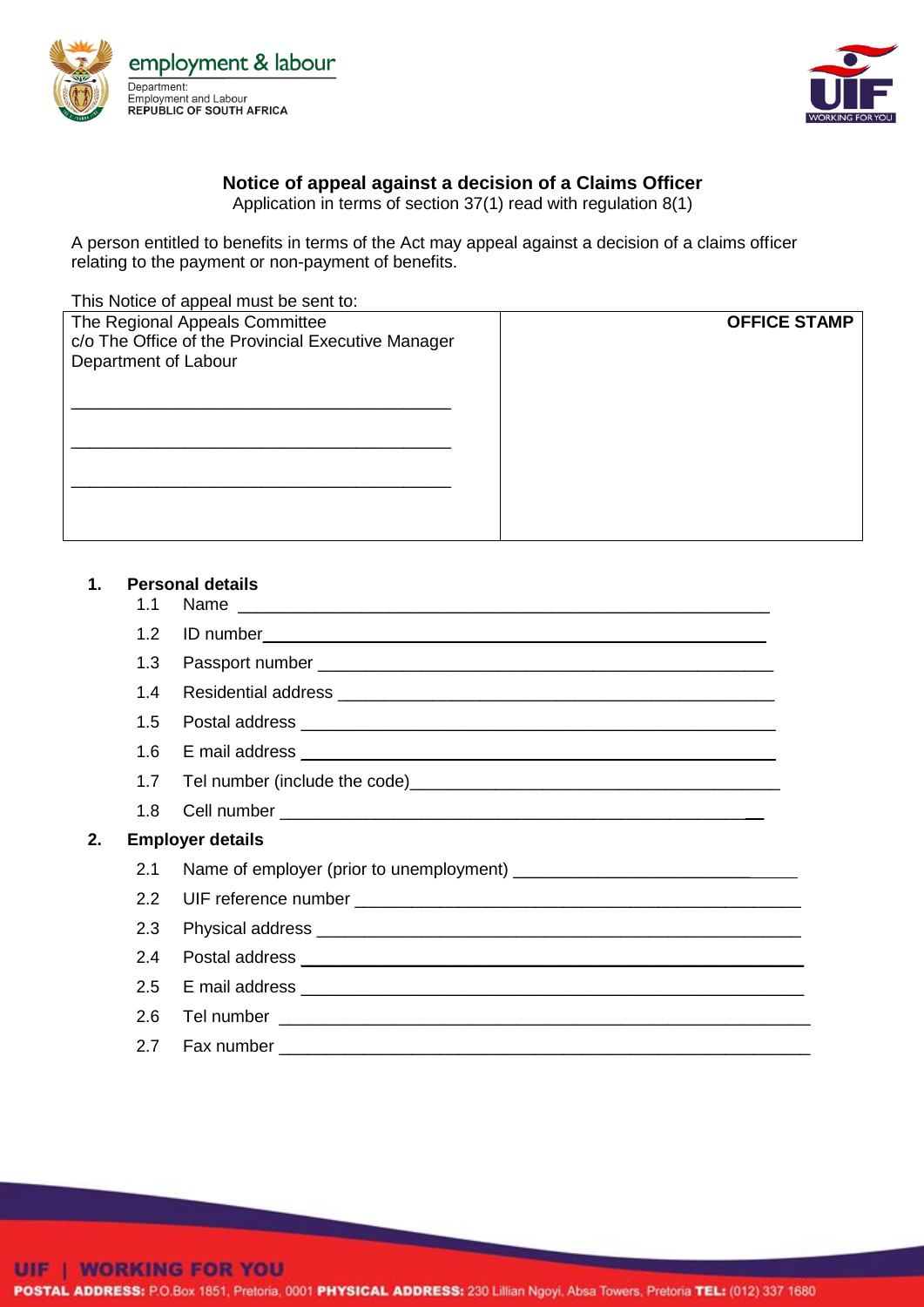employment & labour

Department:
Employment and Labour
REPUBLIC OF SOUTH AFRICA

# Notice of appeal against a decision of a Claims Officer

Application in terms of section 37(1) read with regulation 8(1)

A person entitled to benefits in terms of the Act may appeal against a decision of a claims officer relating to the payment or non-payment of benefits.

This Notice of appeal must be sent to:

| The Regional Appeals Committee<br>c/o The Office of the Provincial Executive Manager<br>Department of Labour<br><br>\_\_\_\_\_\_\_\_\_\_\_\_\_\_\_\_\_\_\_\_\_\_\_\_\_\_\_\_\_\_\_\_\_\_\_\_\_\_\_\_<br><br>\_\_\_\_\_\_\_\_\_\_\_\_\_\_\_\_\_\_\_\_\_\_\_\_\_\_\_\_\_\_\_\_\_\_\_\_\_\_\_\_<br><br>\_\_\_\_\_\_\_\_\_\_\_\_\_\_\_\_\_\_\_\_\_\_\_\_\_\_\_\_\_\_\_\_\_\_\_\_\_\_\_\_ | **OFFICE STAMP** |
|---|---|

**1. Personal details**

1.1 Name \_\_\_\_\_\_\_\_\_\_\_\_\_\_\_\_\_\_\_\_\_\_\_\_\_\_\_\_\_\_\_\_\_\_\_\_\_\_\_\_\_\_\_\_\_\_\_\_\_\_\_\_\_\_\_\_

1.2 ID number \_\_\_\_\_\_\_\_\_\_\_\_\_\_\_\_\_\_\_\_\_\_\_\_\_\_\_\_\_\_\_\_\_\_\_\_\_\_\_\_\_\_\_\_\_\_\_\_\_\_\_\_\_

1.3 Passport number \_\_\_\_\_\_\_\_\_\_\_\_\_\_\_\_\_\_\_\_\_\_\_\_\_\_\_\_\_\_\_\_\_\_\_\_\_\_\_\_\_\_\_\_\_\_\_\_

1.4 Residential address \_\_\_\_\_\_\_\_\_\_\_\_\_\_\_\_\_\_\_\_\_\_\_\_\_\_\_\_\_\_\_\_\_\_\_\_\_\_\_\_\_\_\_\_\_\_

1.5 Postal address \_\_\_\_\_\_\_\_\_\_\_\_\_\_\_\_\_\_\_\_\_\_\_\_\_\_\_\_\_\_\_\_\_\_\_\_\_\_\_\_\_\_\_\_\_\_\_\_\_\_

1.6 E mail address \_\_\_\_\_\_\_\_\_\_\_\_\_\_\_\_\_\_\_\_\_\_\_\_\_\_\_\_\_\_\_\_\_\_\_\_\_\_\_\_\_\_\_\_\_\_\_\_\_\_

1.7 Tel number (include the code)\_\_\_\_\_\_\_\_\_\_\_\_\_\_\_\_\_\_\_\_\_\_\_\_\_\_\_\_\_\_\_\_\_\_\_\_\_\_

1.8 Cell number \_\_\_\_\_\_\_\_\_\_\_\_\_\_\_\_\_\_\_\_\_\_\_\_\_\_\_\_\_\_\_\_\_\_\_\_\_\_\_\_\_\_\_\_\_\_\_\_\_\_\_\_\_

**2. Employer details**

2.1 Name of employer (prior to unemployment) \_\_\_\_\_\_\_\_\_\_\_\_\_\_\_\_\_\_\_\_\_\_\_\_\_\_\_\_\_

2.2 UIF reference number \_\_\_\_\_\_\_\_\_\_\_\_\_\_\_\_\_\_\_\_\_\_\_\_\_\_\_\_\_\_\_\_\_\_\_\_\_\_\_\_\_\_\_\_\_\_

2.3 Physical address \_\_\_\_\_\_\_\_\_\_\_\_\_\_\_\_\_\_\_\_\_\_\_\_\_\_\_\_\_\_\_\_\_\_\_\_\_\_\_\_\_\_\_\_\_\_\_\_\_\_

2.4 Postal address \_\_\_\_\_\_\_\_\_\_\_\_\_\_\_\_\_\_\_\_\_\_\_\_\_\_\_\_\_\_\_\_\_\_\_\_\_\_\_\_\_\_\_\_\_\_\_\_\_\_\_\_

2.5 E mail address \_\_\_\_\_\_\_\_\_\_\_\_\_\_\_\_\_\_\_\_\_\_\_\_\_\_\_\_\_\_\_\_\_\_\_\_\_\_\_\_\_\_\_\_\_\_\_\_\_\_\_

2.6 Tel number \_\_\_\_\_\_\_\_\_\_\_\_\_\_\_\_\_\_\_\_\_\_\_\_\_\_\_\_\_\_\_\_\_\_\_\_\_\_\_\_\_\_\_\_\_\_\_\_\_\_\_\_\_\_\_\_

2.7 Fax number \_\_\_\_\_\_\_\_\_\_\_\_\_\_\_\_\_\_\_\_\_\_\_\_\_\_\_\_\_\_\_\_\_\_\_\_\_\_\_\_\_\_\_\_\_\_\_\_\_\_\_\_\_\_\_

UIF | WORKING FOR YOU

POSTAL ADDRESS: P.O.Box 1851, Pretoria, 0001 PHYSICAL ADDRESS: 230 Lillian Ngoyi, Absa Towers, Pretoria TEL: (012) 337 1680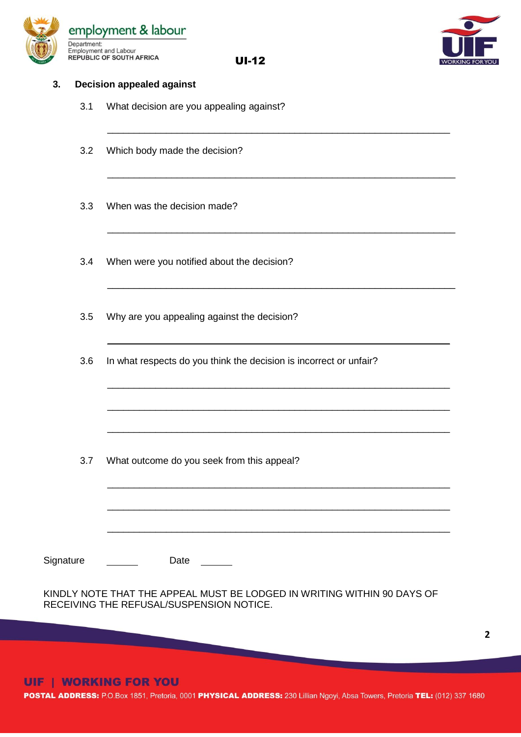## 3. Decision appealed against

3.1 What decision are you appealing against?

______________________________________________________________

3.2 Which body made the decision?

______________________________________________________________

3.3 When was the decision made?

______________________________________________________________

3.4 When were you notified about the decision?

______________________________________________________________

3.5 Why are you appealing against the decision?

______________________________________________________________

3.6 In what respects do you think the decision is incorrect or unfair?

______________________________________________________________

______________________________________________________________

______________________________________________________________

3.7 What outcome do you seek from this appeal?

______________________________________________________________

______________________________________________________________

______________________________________________________________

Signature ______ Date ______

KINDLY NOTE THAT THE APPEAL MUST BE LODGED IN WRITING WITHIN 90 DAYS OF RECEIVING THE REFUSAL/SUSPENSION NOTICE.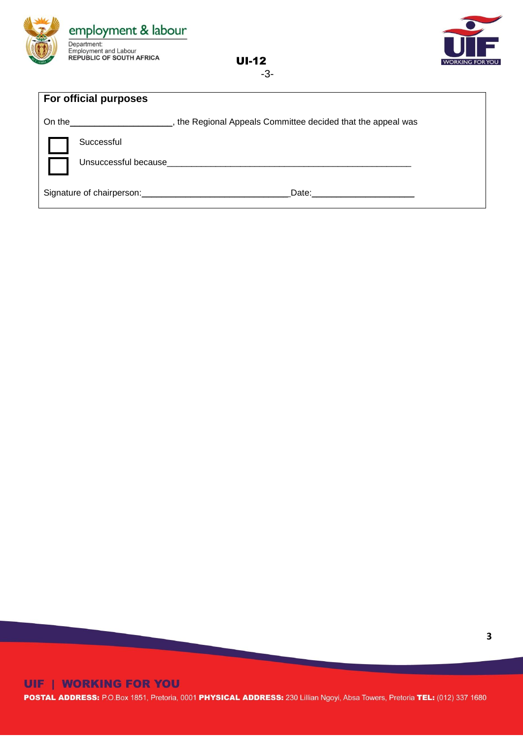**For official purposes**

On the____________________, the Regional Appeals Committee decided that the appeal was

☐ Successful

☐ Unsuccessful because___________________________________________________

Signature of chairperson:____________________________Date:____________________